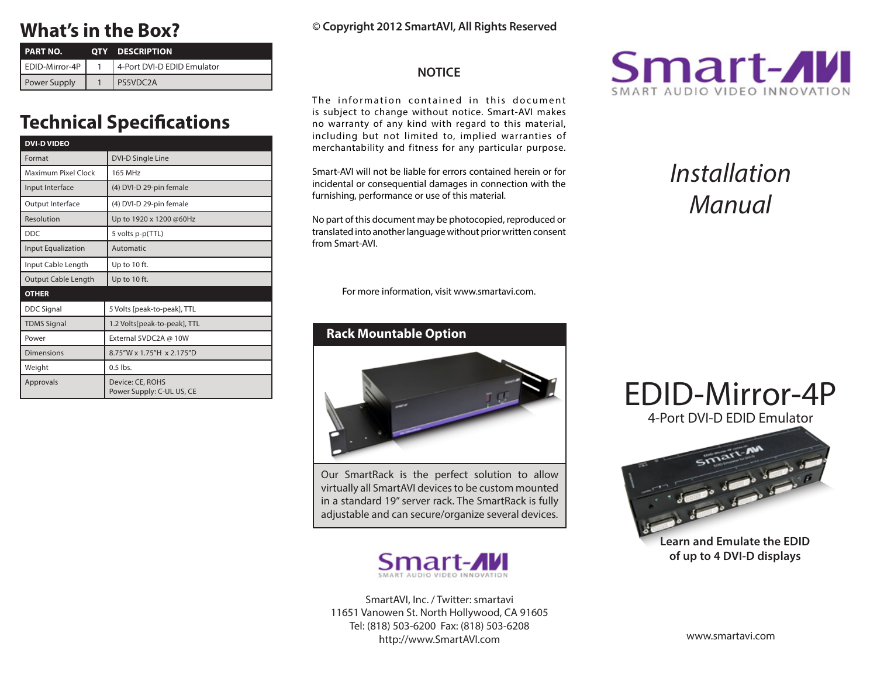## What's in the Box?

| PART NO. | QTY | DESCRIPTION |
|---|---|---|
| EDID-Mirror-4P | 1 | 4-Port DVI-D EDID Emulator |
| Power Supply | 1 | PS5VDC2A |

## Technical Specifications

| DVI-D VIDEO | |
|---|---|
| Format | DVI-D Single Line |
| Maximum Pixel Clock | 165 MHz |
| Input Interface | (4) DVI-D 29-pin female |
| Output Interface | (4) DVI-D 29-pin female |
| Resolution | Up to 1920 x 1200 @60Hz |
| DDC | 5 volts p-p(TTL) |
| Input Equalization | Automatic |
| Input Cable Length | Up to 10 ft. |
| Output Cable Length | Up to 10 ft. |
| **OTHER** | |
| DDC Signal | 5 Volts [peak-to-peak], TTL |
| TDMS Signal | 1.2 Volts[peak-to-peak], TTL |
| Power | External 5VDC2A @ 10W |
| Dimensions | 8.75"W x 1.75"H x 2.175"D |
| Weight | 0.5 lbs. |
| Approvals | Device: CE, ROHS<br>Power Supply: C-UL US, CE |

© Copyright 2012 SmartAVI, All Rights Reserved

### NOTICE

The information contained in this document is subject to change without notice. Smart-AVI makes no warranty of any kind with regard to this material, including but not limited to, implied warranties of merchantability and fitness for any particular purpose.

Smart-AVI will not be liable for errors contained herein or for incidental or consequential damages in connection with the furnishing, performance or use of this material.

No part of this document may be photocopied, reproduced or translated into another language without prior written consent from Smart-AVI.

For more information, visit www.smartavi.com.

### Rack Mountable Option

Our SmartRack is the perfect solution to allow virtually all SmartAVI devices to be custom mounted in a standard 19" server rack. The SmartRack is fully adjustable and can secure/organize several devices.

Smart-AVI
SMART AUDIO VIDEO INNOVATION

SmartAVI, Inc. / Twitter: smartavi
11651 Vanowen St. North Hollywood, CA 91605
Tel: (818) 503-6200 Fax: (818) 503-6208
http://www.SmartAVI.com

Smart-AVI
SMART AUDIO VIDEO INNOVATION

# *Installation Manual*

# EDID-Mirror-4P

4-Port DVI-D EDID Emulator

**Learn and Emulate the EDID of up to 4 DVI-D displays**

www.smartavi.com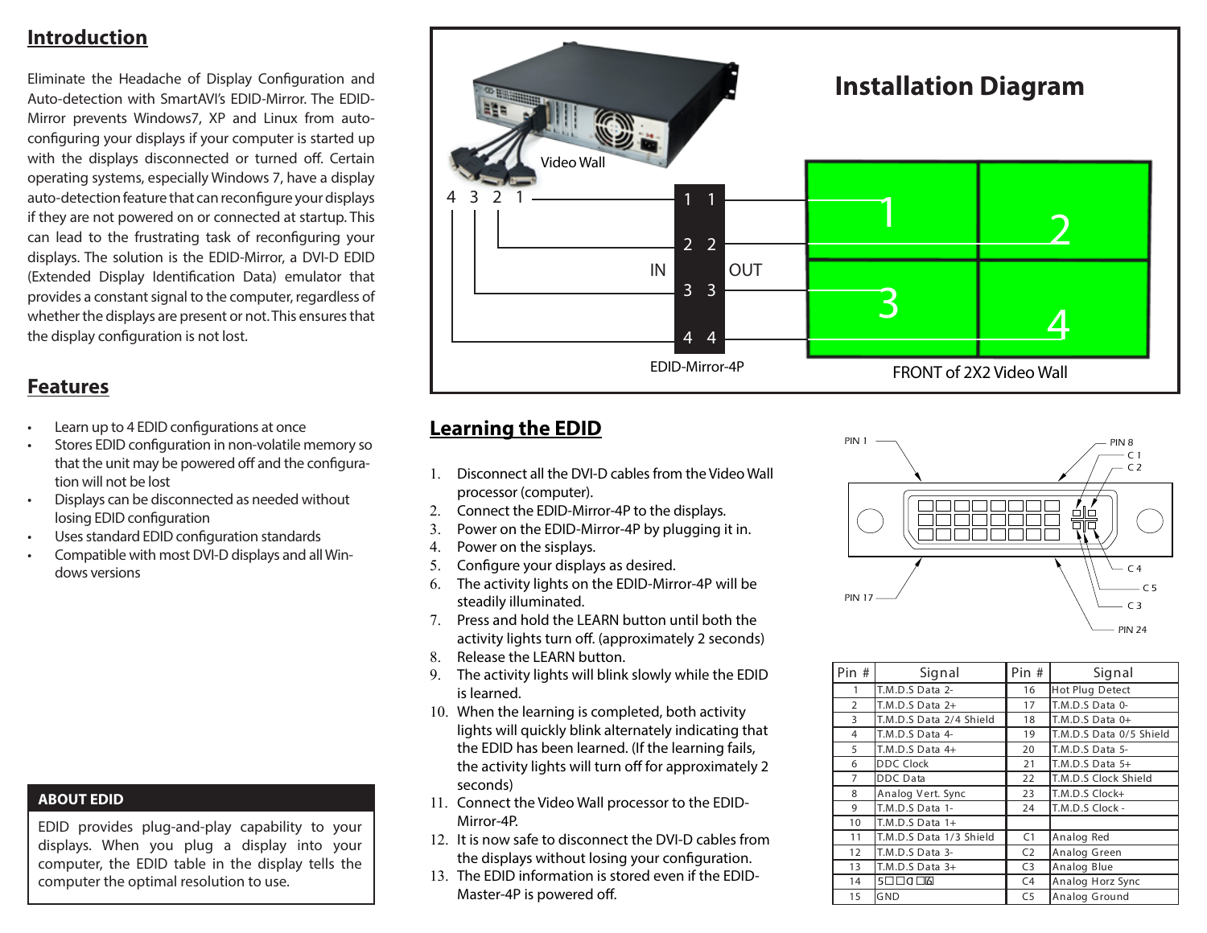## Introduction

Eliminate the Headache of Display Configuration and Auto-detection with SmartAVI's EDID-Mirror. The EDID-Mirror prevents Windows7, XP and Linux from auto-configuring your displays if your computer is started up with the displays disconnected or turned off. Certain operating systems, especially Windows 7, have a display auto-detection feature that can reconfigure your displays if they are not powered on or connected at startup. This can lead to the frustrating task of reconfiguring your displays. The solution is the EDID-Mirror, a DVI-D EDID (Extended Display Identification Data) emulator that provides a constant signal to the computer, regardless of whether the displays are present or not. This ensures that the display configuration is not lost.

## Features

- Learn up to 4 EDID configurations at once
- Stores EDID configuration in non-volatile memory so that the unit may be powered off and the configuration will not be lost
- Displays can be disconnected as needed without losing EDID configuration
- Uses standard EDID configuration standards
- Compatible with most DVI-D displays and all Windows versions

**ABOUT EDID**

EDID provides plug-and-play capability to your displays. When you plug a display into your computer, the EDID table in the display tells the computer the optimal resolution to use.

## Installation Diagram

Video Wall

4 3 2 1

IN

OUT

1 1

2 2

3 3

4 4

EDID-Mirror-4P

1 2 3 4

FRONT of 2X2 Video Wall

## Learning the EDID

1. Disconnect all the DVI-D cables from the Video Wall processor (computer).
2. Connect the EDID-Mirror-4P to the displays.
3. Power on the EDID-Mirror-4P by plugging it in.
4. Power on the sisplays.
5. Configure your displays as desired.
6. The activity lights on the EDID-Mirror-4P will be steadily illuminated.
7. Press and hold the LEARN button until both the activity lights turn off. (approximately 2 seconds)
8. Release the LEARN button.
9. The activity lights will blink slowly while the EDID is learned.
10. When the learning is completed, both activity lights will quickly blink alternately indicating that the EDID has been learned. (If the learning fails, the activity lights will turn off for approximately 2 seconds)
11. Connect the Video Wall processor to the EDID-Mirror-4P.
12. It is now safe to disconnect the DVI-D cables from the displays without losing your configuration.
13. The EDID information is stored even if the EDID-Master-4P is powered off.

PIN 1

PIN 8

C 1

C 2

C 4

C 5

C 3

PIN 17

PIN 24

| Pin # | Signal | Pin # | Signal |
|---|---|---|---|
| 1 | T.M.D.S Data 2- | 16 | Hot Plug Detect |
| 2 | T.M.D.S Data 2+ | 17 | T.M.D.S Data 0- |
| 3 | T.M.D.S Data 2/4 Shield | 18 | T.M.D.S Data 0+ |
| 4 | T.M.D.S Data 4- | 19 | T.M.D.S Data 0/5 Shield |
| 5 | T.M.D.S Data 4+ | 20 | T.M.D.S Data 5- |
| 6 | DDC Clock | 21 | T.M.D.S Data 5+ |
| 7 | DDC Data | 22 | T.M.D.S Clock Shield |
| 8 | Analog Vert. Sync | 23 | T.M.D.S Clock+ |
| 9 | T.M.D.S Data 1- | 24 | T.M.D.S Clock - |
| 10 | T.M.D.S Data 1+ | | |
| 11 | T.M.D.S Data 1/3 Shield | C1 | Analog Red |
| 12 | T.M.D.S Data 3- | C2 | Analog Green |
| 13 | T.M.D.S Data 3+ | C3 | Analog Blue |
| 14 | 5□□d □6 | C4 | Analog Horz Sync |
| 15 | GND | C5 | Analog Ground |